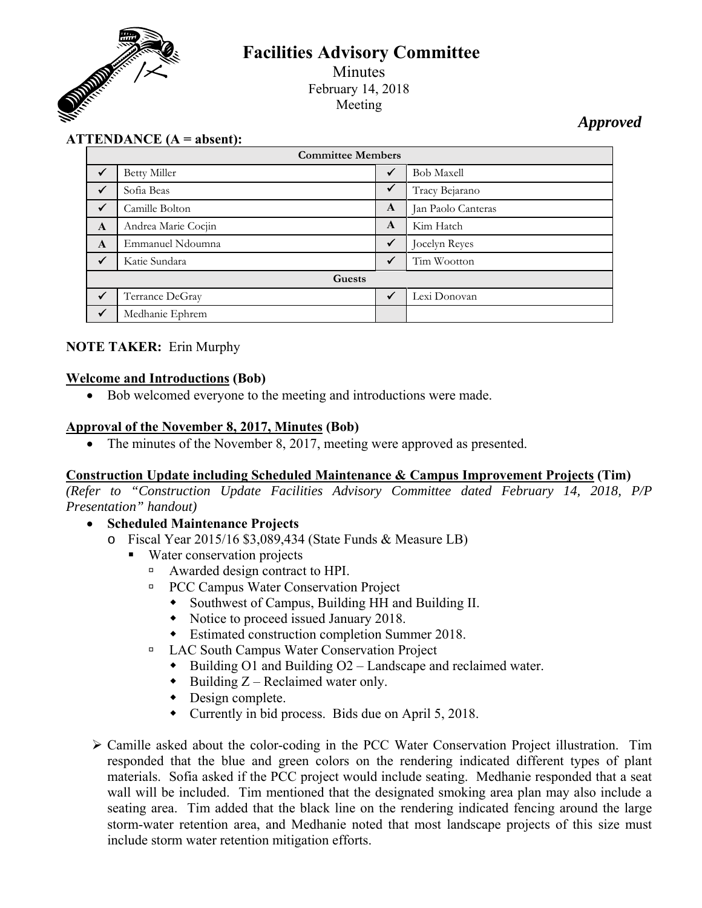# Facilities Advisory Committee

Minutes
February 14, 2018
Meeting

***Approved***

**ATTENDANCE (A = absent):**

| Committee Members | | | |
|---|---|---|---|
| ✓ | Betty Miller | ✓ | Bob Maxell |
| ✓ | Sofia Beas | ✓ | Tracy Bejarano |
| ✓ | Camille Bolton | A | Jan Paolo Canteras |
| A | Andrea Marie Cocjin | A | Kim Hatch |
| A | Emmanuel Ndoumna | ✓ | Jocelyn Reyes |
| ✓ | Katie Sundara | ✓ | Tim Wootton |
| **Guests** | | | |
| ✓ | Terrance DeGray | ✓ | Lexi Donovan |
| ✓ | Medhanie Ephrem | | |

**NOTE TAKER:** Erin Murphy

**Welcome and Introductions (Bob)**

- Bob welcomed everyone to the meeting and introductions were made.

**Approval of the November 8, 2017, Minutes (Bob)**

- The minutes of the November 8, 2017, meeting were approved as presented.

**Construction Update including Scheduled Maintenance & Campus Improvement Projects (Tim)**

*(Refer to "Construction Update Facilities Advisory Committee dated February 14, 2018, P/P Presentation" handout)*

- **Scheduled Maintenance Projects**
  - Fiscal Year 2015/16 $3,089,434 (State Funds & Measure LB)
    - Water conservation projects
      - Awarded design contract to HPI.
      - PCC Campus Water Conservation Project
        - Southwest of Campus, Building HH and Building II.
        - Notice to proceed issued January 2018.
        - Estimated construction completion Summer 2018.
      - LAC South Campus Water Conservation Project
        - Building O1 and Building O2 – Landscape and reclaimed water.
        - Building Z – Reclaimed water only.
        - Design complete.
        - Currently in bid process. Bids due on April 5, 2018.

> Camille asked about the color-coding in the PCC Water Conservation Project illustration. Tim responded that the blue and green colors on the rendering indicated different types of plant materials. Sofia asked if the PCC project would include seating. Medhanie responded that a seat wall will be included. Tim mentioned that the designated smoking area plan may also include a seating area. Tim added that the black line on the rendering indicated fencing around the large storm-water retention area, and Medhanie noted that most landscape projects of this size must include storm water retention mitigation efforts.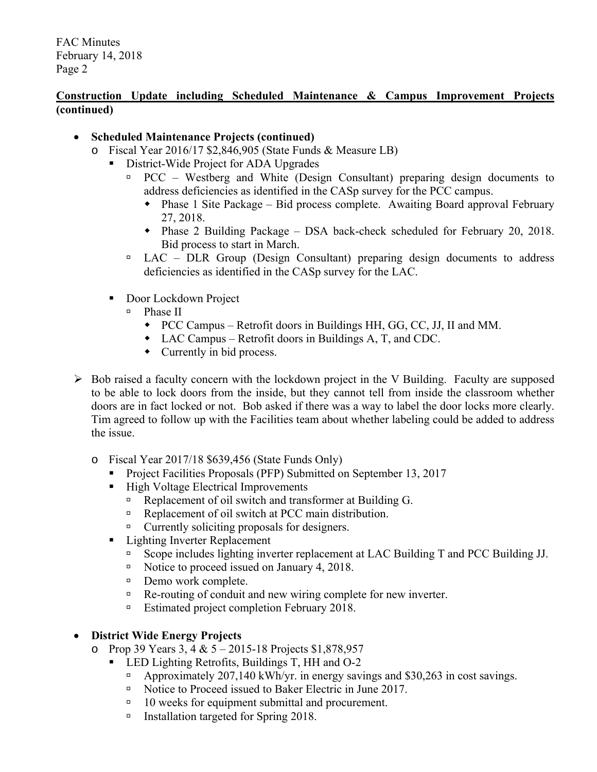**<u>Construction Update including Scheduled Maintenance & Campus Improvement Projects</u> (continued)**

- **Scheduled Maintenance Projects (continued)**
  - Fiscal Year 2016/17 $2,846,905 (State Funds & Measure LB)
    - District-Wide Project for ADA Upgrades
      - PCC – Westberg and White (Design Consultant) preparing design documents to address deficiencies as identified in the CASp survey for the PCC campus.
        - Phase 1 Site Package – Bid process complete. Awaiting Board approval February 27, 2018.
        - Phase 2 Building Package – DSA back-check scheduled for February 20, 2018. Bid process to start in March.
      - LAC – DLR Group (Design Consultant) preparing design documents to address deficiencies as identified in the CASp survey for the LAC.
    - Door Lockdown Project
      - Phase II
        - PCC Campus – Retrofit doors in Buildings HH, GG, CC, JJ, II and MM.
        - LAC Campus – Retrofit doors in Buildings A, T, and CDC.
        - Currently in bid process.

> Bob raised a faculty concern with the lockdown project in the V Building. Faculty are supposed to be able to lock doors from the inside, but they cannot tell from inside the classroom whether doors are in fact locked or not. Bob asked if there was a way to label the door locks more clearly. Tim agreed to follow up with the Facilities team about whether labeling could be added to address the issue.

  - Fiscal Year 2017/18 $639,456 (State Funds Only)
    - Project Facilities Proposals (PFP) Submitted on September 13, 2017
    - High Voltage Electrical Improvements
      - Replacement of oil switch and transformer at Building G.
      - Replacement of oil switch at PCC main distribution.
      - Currently soliciting proposals for designers.
    - Lighting Inverter Replacement
      - Scope includes lighting inverter replacement at LAC Building T and PCC Building JJ.
      - Notice to proceed issued on January 4, 2018.
      - Demo work complete.
      - Re-routing of conduit and new wiring complete for new inverter.
      - Estimated project completion February 2018.

- **District Wide Energy Projects**
  - Prop 39 Years 3, 4 & 5 – 2015-18 Projects $1,878,957
    - LED Lighting Retrofits, Buildings T, HH and O-2
      - Approximately 207,140 kWh/yr. in energy savings and $30,263 in cost savings.
      - Notice to Proceed issued to Baker Electric in June 2017.
      - 10 weeks for equipment submittal and procurement.
      - Installation targeted for Spring 2018.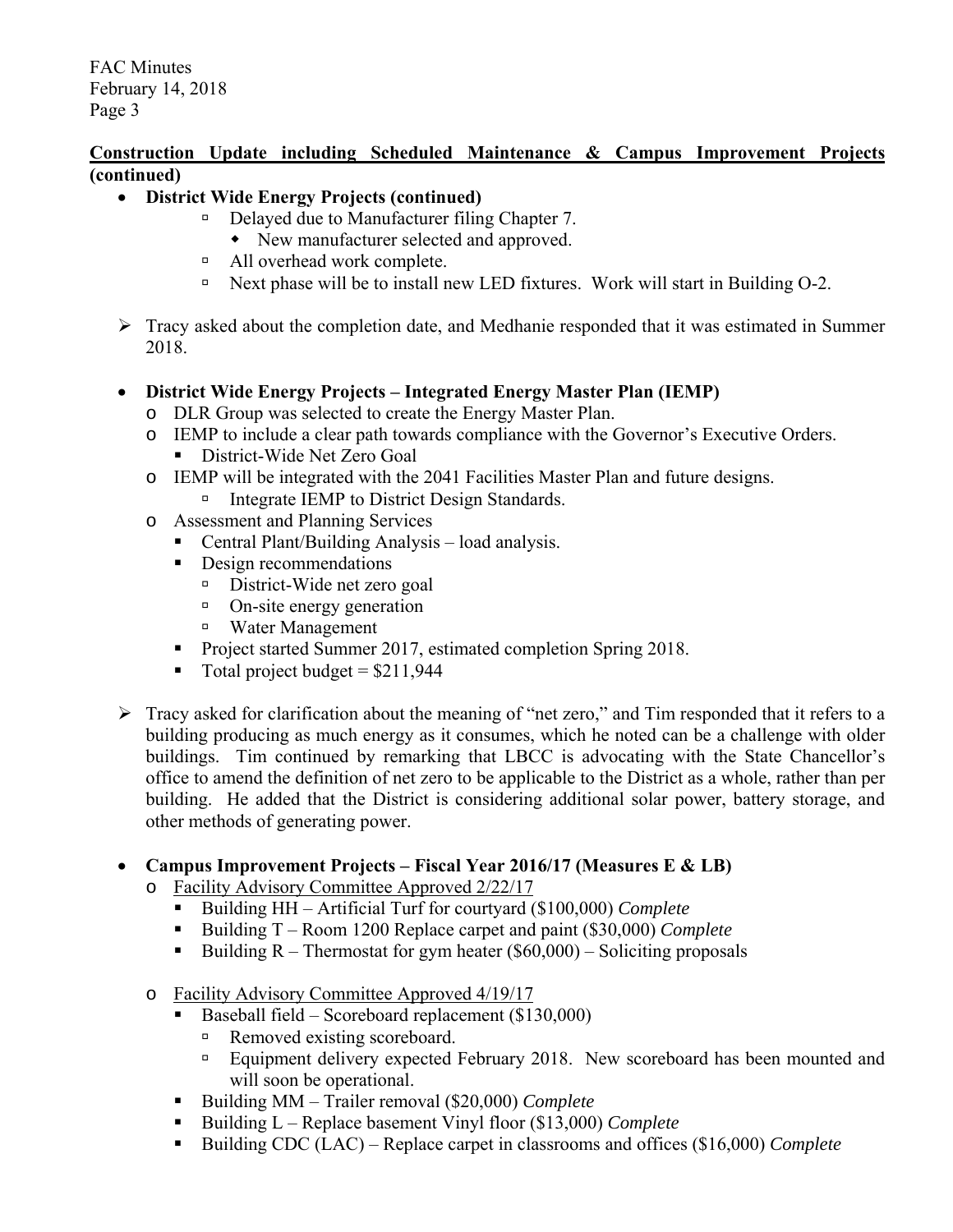**<u>Construction Update including Scheduled Maintenance & Campus Improvement Projects</u> (continued)**

- **District Wide Energy Projects (continued)**
    - Delayed due to Manufacturer filing Chapter 7.
        - New manufacturer selected and approved.
    - All overhead work complete.
    - Next phase will be to install new LED fixtures. Work will start in Building O-2.

➢ Tracy asked about the completion date, and Medhanie responded that it was estimated in Summer 2018.

- **District Wide Energy Projects – Integrated Energy Master Plan (IEMP)**
    - DLR Group was selected to create the Energy Master Plan.
    - IEMP to include a clear path towards compliance with the Governor's Executive Orders.
        - District-Wide Net Zero Goal
    - IEMP will be integrated with the 2041 Facilities Master Plan and future designs.
        - Integrate IEMP to District Design Standards.
    - Assessment and Planning Services
        - Central Plant/Building Analysis – load analysis.
        - Design recommendations
            - District-Wide net zero goal
            - On-site energy generation
            - Water Management
        - Project started Summer 2017, estimated completion Spring 2018.
        - Total project budget = $211,944

➢ Tracy asked for clarification about the meaning of "net zero," and Tim responded that it refers to a building producing as much energy as it consumes, which he noted can be a challenge with older buildings. Tim continued by remarking that LBCC is advocating with the State Chancellor's office to amend the definition of net zero to be applicable to the District as a whole, rather than per building. He added that the District is considering additional solar power, battery storage, and other methods of generating power.

- **Campus Improvement Projects – Fiscal Year 2016/17 (Measures E & LB)**
    - <u>Facility Advisory Committee Approved 2/22/17</u>
        - Building HH – Artificial Turf for courtyard ($100,000) *Complete*
        - Building T – Room 1200 Replace carpet and paint ($30,000) *Complete*
        - Building R – Thermostat for gym heater ($60,000) – Soliciting proposals
    - <u>Facility Advisory Committee Approved 4/19/17</u>
        - Baseball field – Scoreboard replacement ($130,000)
            - Removed existing scoreboard.
            - Equipment delivery expected February 2018. New scoreboard has been mounted and will soon be operational.
        - Building MM – Trailer removal ($20,000) *Complete*
        - Building L – Replace basement Vinyl floor ($13,000) *Complete*
        - Building CDC (LAC) – Replace carpet in classrooms and offices ($16,000) *Complete*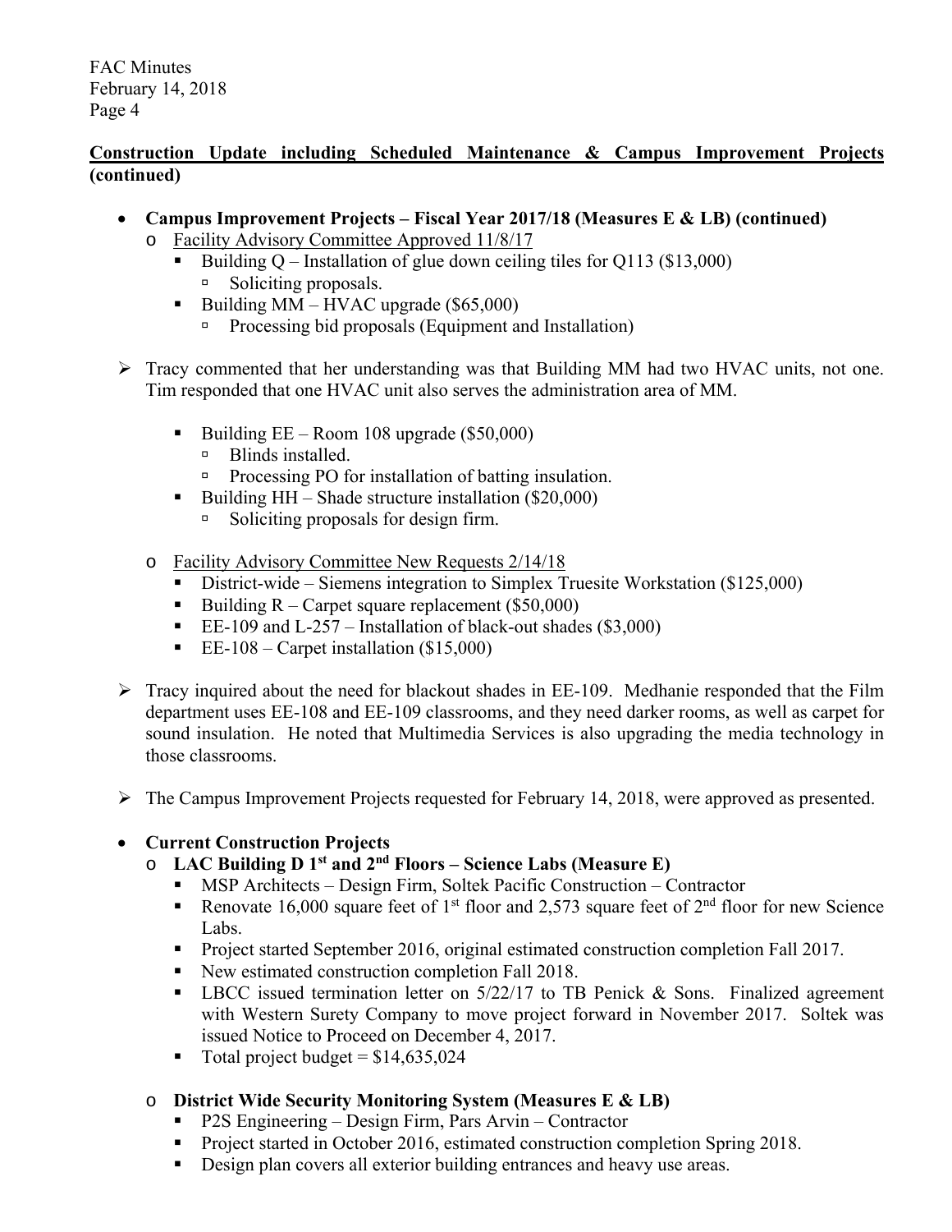**Construction Update including Scheduled Maintenance & Campus Improvement Projects (continued)**

- **Campus Improvement Projects – Fiscal Year 2017/18 (Measures E & LB) (continued)**
  - Facility Advisory Committee Approved 11/8/17
    - Building Q – Installation of glue down ceiling tiles for Q113 ($13,000)
      - Soliciting proposals.
    - Building MM – HVAC upgrade ($65,000)
      - Processing bid proposals (Equipment and Installation)

> Tracy commented that her understanding was that Building MM had two HVAC units, not one. Tim responded that one HVAC unit also serves the administration area of MM.

    - Building EE – Room 108 upgrade ($50,000)
      - Blinds installed.
      - Processing PO for installation of batting insulation.
    - Building HH – Shade structure installation ($20,000)
      - Soliciting proposals for design firm.
  - Facility Advisory Committee New Requests 2/14/18
    - District-wide – Siemens integration to Simplex Truesite Workstation ($125,000)
    - Building R – Carpet square replacement ($50,000)
    - EE-109 and L-257 – Installation of black-out shades ($3,000)
    - EE-108 – Carpet installation ($15,000)

> Tracy inquired about the need for blackout shades in EE-109. Medhanie responded that the Film department uses EE-108 and EE-109 classrooms, and they need darker rooms, as well as carpet for sound insulation. He noted that Multimedia Services is also upgrading the media technology in those classrooms.

> The Campus Improvement Projects requested for February 14, 2018, were approved as presented.

- **Current Construction Projects**
  - **LAC Building D 1st and 2nd Floors – Science Labs (Measure E)**
    - MSP Architects – Design Firm, Soltek Pacific Construction – Contractor
    - Renovate 16,000 square feet of 1st floor and 2,573 square feet of 2nd floor for new Science Labs.
    - Project started September 2016, original estimated construction completion Fall 2017.
    - New estimated construction completion Fall 2018.
    - LBCC issued termination letter on 5/22/17 to TB Penick & Sons. Finalized agreement with Western Surety Company to move project forward in November 2017. Soltek was issued Notice to Proceed on December 4, 2017.
    - Total project budget = $14,635,024
  - **District Wide Security Monitoring System (Measures E & LB)**
    - P2S Engineering – Design Firm, Pars Arvin – Contractor
    - Project started in October 2016, estimated construction completion Spring 2018.
    - Design plan covers all exterior building entrances and heavy use areas.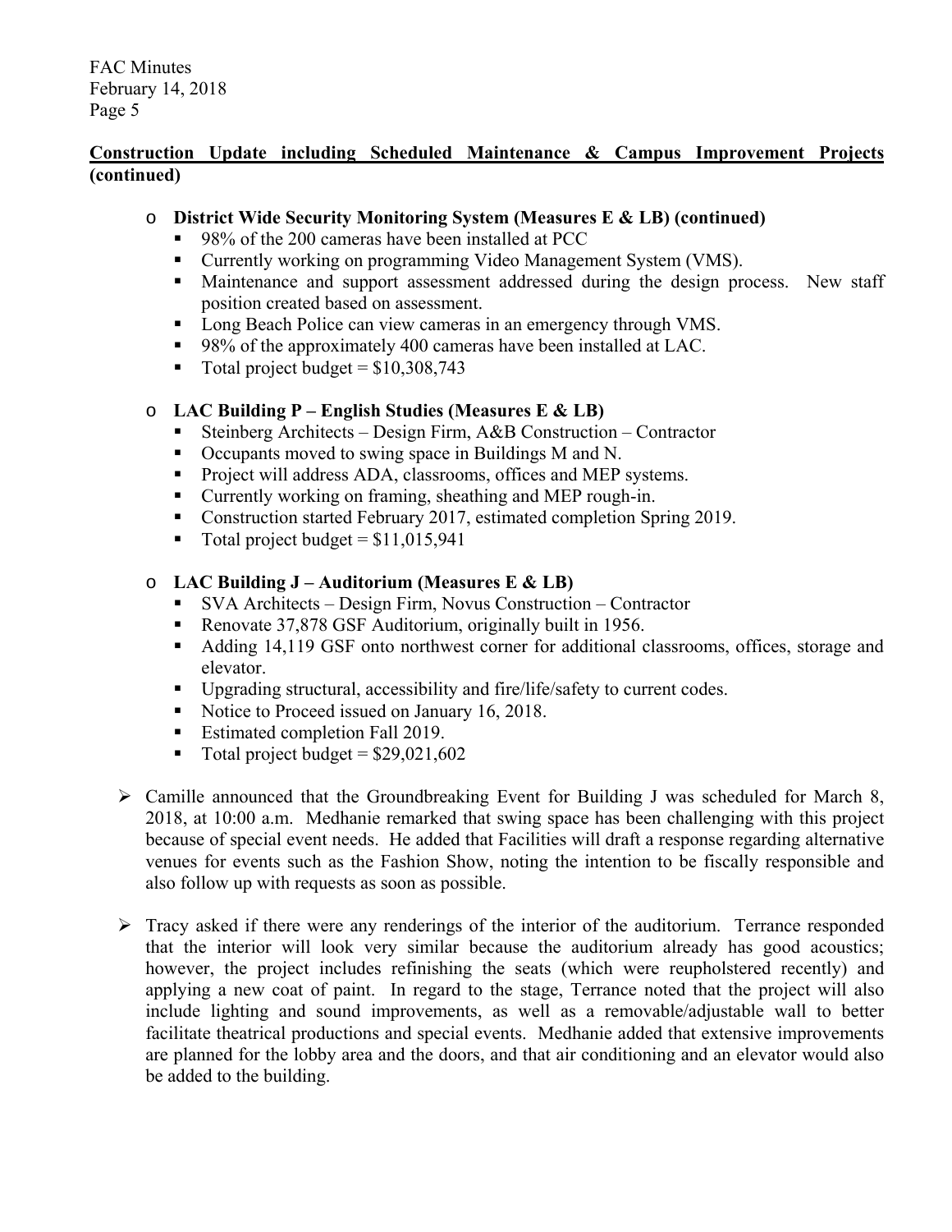**Construction Update including Scheduled Maintenance & Campus Improvement Projects (continued)**

- **District Wide Security Monitoring System (Measures E & LB) (continued)**
  - 98% of the 200 cameras have been installed at PCC
  - Currently working on programming Video Management System (VMS).
  - Maintenance and support assessment addressed during the design process. New staff position created based on assessment.
  - Long Beach Police can view cameras in an emergency through VMS.
  - 98% of the approximately 400 cameras have been installed at LAC.
  - Total project budget = $10,308,743

- **LAC Building P – English Studies (Measures E & LB)**
  - Steinberg Architects – Design Firm, A&B Construction – Contractor
  - Occupants moved to swing space in Buildings M and N.
  - Project will address ADA, classrooms, offices and MEP systems.
  - Currently working on framing, sheathing and MEP rough-in.
  - Construction started February 2017, estimated completion Spring 2019.
  - Total project budget = $11,015,941

- **LAC Building J – Auditorium (Measures E & LB)**
  - SVA Architects – Design Firm, Novus Construction – Contractor
  - Renovate 37,878 GSF Auditorium, originally built in 1956.
  - Adding 14,119 GSF onto northwest corner for additional classrooms, offices, storage and elevator.
  - Upgrading structural, accessibility and fire/life/safety to current codes.
  - Notice to Proceed issued on January 16, 2018.
  - Estimated completion Fall 2019.
  - Total project budget = $29,021,602

- Camille announced that the Groundbreaking Event for Building J was scheduled for March 8, 2018, at 10:00 a.m. Medhanie remarked that swing space has been challenging with this project because of special event needs. He added that Facilities will draft a response regarding alternative venues for events such as the Fashion Show, noting the intention to be fiscally responsible and also follow up with requests as soon as possible.

- Tracy asked if there were any renderings of the interior of the auditorium. Terrance responded that the interior will look very similar because the auditorium already has good acoustics; however, the project includes refinishing the seats (which were reupholstered recently) and applying a new coat of paint. In regard to the stage, Terrance noted that the project will also include lighting and sound improvements, as well as a removable/adjustable wall to better facilitate theatrical productions and special events. Medhanie added that extensive improvements are planned for the lobby area and the doors, and that air conditioning and an elevator would also be added to the building.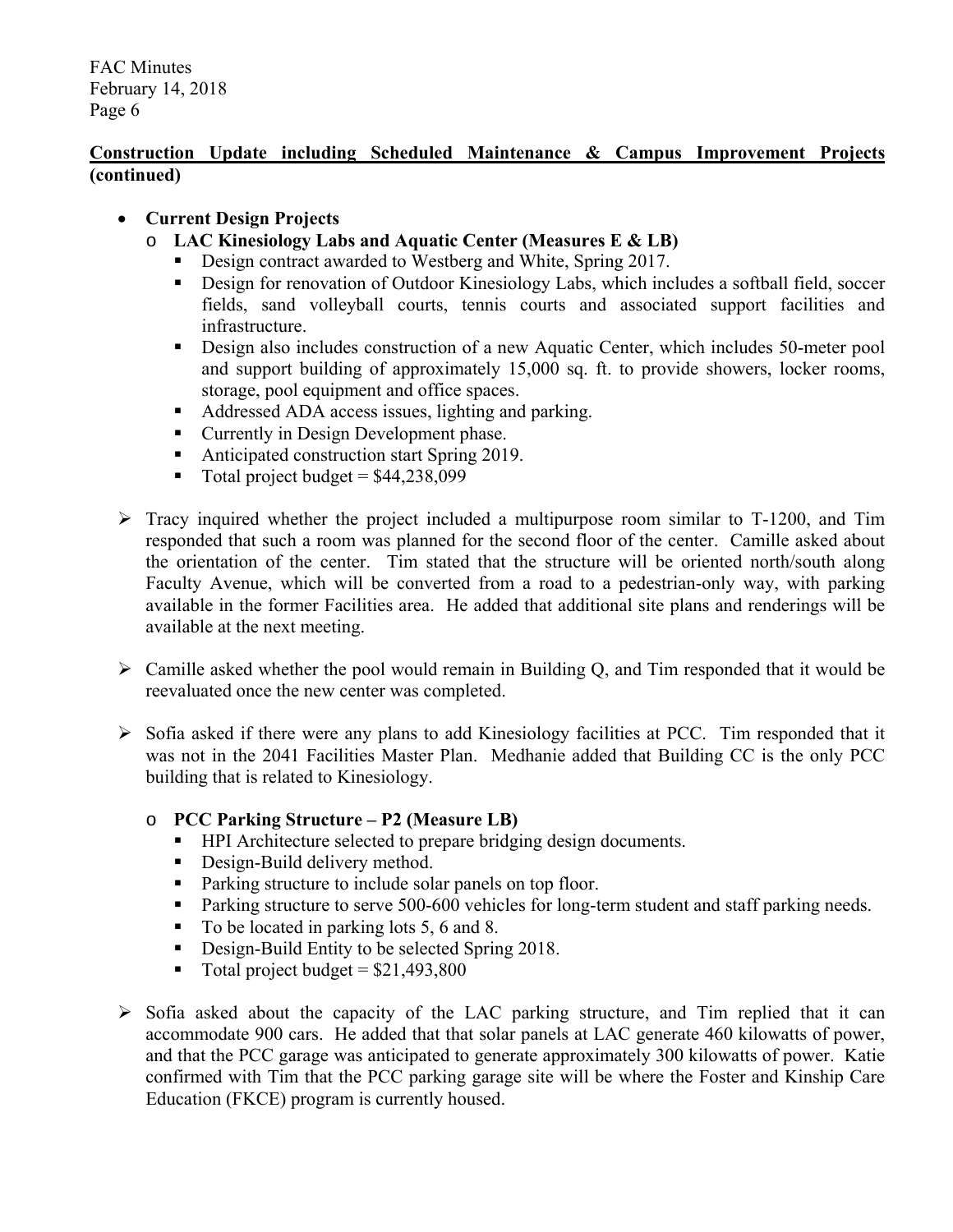**Construction Update including Scheduled Maintenance & Campus Improvement Projects (continued)**

- **Current Design Projects**
  - **LAC Kinesiology Labs and Aquatic Center (Measures E & LB)**
    - Design contract awarded to Westberg and White, Spring 2017.
    - Design for renovation of Outdoor Kinesiology Labs, which includes a softball field, soccer fields, sand volleyball courts, tennis courts and associated support facilities and infrastructure.
    - Design also includes construction of a new Aquatic Center, which includes 50-meter pool and support building of approximately 15,000 sq. ft. to provide showers, locker rooms, storage, pool equipment and office spaces.
    - Addressed ADA access issues, lighting and parking.
    - Currently in Design Development phase.
    - Anticipated construction start Spring 2019.
    - Total project budget = $44,238,099

> Tracy inquired whether the project included a multipurpose room similar to T-1200, and Tim responded that such a room was planned for the second floor of the center. Camille asked about the orientation of the center. Tim stated that the structure will be oriented north/south along Faculty Avenue, which will be converted from a road to a pedestrian-only way, with parking available in the former Facilities area. He added that additional site plans and renderings will be available at the next meeting.

> Camille asked whether the pool would remain in Building Q, and Tim responded that it would be reevaluated once the new center was completed.

> Sofia asked if there were any plans to add Kinesiology facilities at PCC. Tim responded that it was not in the 2041 Facilities Master Plan. Medhanie added that Building CC is the only PCC building that is related to Kinesiology.

  - **PCC Parking Structure – P2 (Measure LB)**
    - HPI Architecture selected to prepare bridging design documents.
    - Design-Build delivery method.
    - Parking structure to include solar panels on top floor.
    - Parking structure to serve 500-600 vehicles for long-term student and staff parking needs.
    - To be located in parking lots 5, 6 and 8.
    - Design-Build Entity to be selected Spring 2018.
    - Total project budget = $21,493,800

> Sofia asked about the capacity of the LAC parking structure, and Tim replied that it can accommodate 900 cars. He added that that solar panels at LAC generate 460 kilowatts of power, and that the PCC garage was anticipated to generate approximately 300 kilowatts of power. Katie confirmed with Tim that the PCC parking garage site will be where the Foster and Kinship Care Education (FKCE) program is currently housed.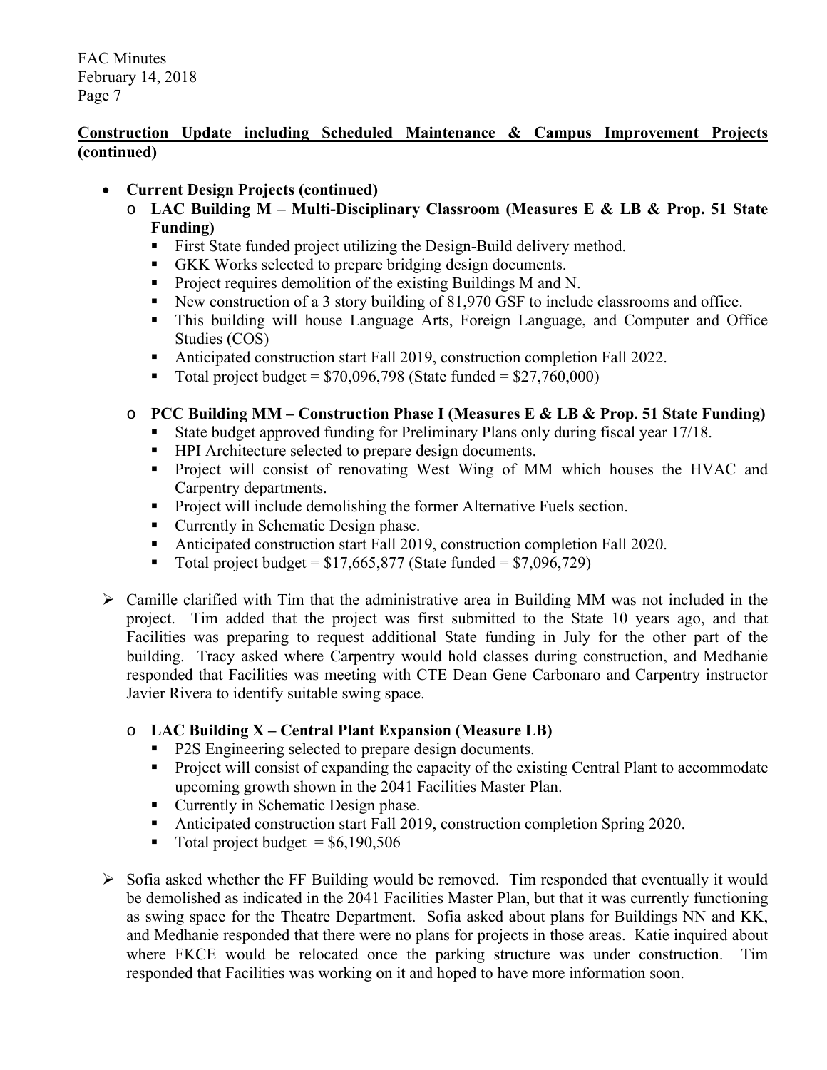**Construction Update including Scheduled Maintenance & Campus Improvement Projects (continued)**

- **Current Design Projects (continued)**
  - **LAC Building M – Multi-Disciplinary Classroom (Measures E & LB & Prop. 51 State Funding)**
    - First State funded project utilizing the Design-Build delivery method.
    - GKK Works selected to prepare bridging design documents.
    - Project requires demolition of the existing Buildings M and N.
    - New construction of a 3 story building of 81,970 GSF to include classrooms and office.
    - This building will house Language Arts, Foreign Language, and Computer and Office Studies (COS)
    - Anticipated construction start Fall 2019, construction completion Fall 2022.
    - Total project budget = $70,096,798 (State funded = $27,760,000)
  - **PCC Building MM – Construction Phase I (Measures E & LB & Prop. 51 State Funding)**
    - State budget approved funding for Preliminary Plans only during fiscal year 17/18.
    - HPI Architecture selected to prepare design documents.
    - Project will consist of renovating West Wing of MM which houses the HVAC and Carpentry departments.
    - Project will include demolishing the former Alternative Fuels section.
    - Currently in Schematic Design phase.
    - Anticipated construction start Fall 2019, construction completion Fall 2020.
    - Total project budget = $17,665,877 (State funded = $7,096,729)

- Camille clarified with Tim that the administrative area in Building MM was not included in the project. Tim added that the project was first submitted to the State 10 years ago, and that Facilities was preparing to request additional State funding in July for the other part of the building. Tracy asked where Carpentry would hold classes during construction, and Medhanie responded that Facilities was meeting with CTE Dean Gene Carbonaro and Carpentry instructor Javier Rivera to identify suitable swing space.

  - **LAC Building X – Central Plant Expansion (Measure LB)**
    - P2S Engineering selected to prepare design documents.
    - Project will consist of expanding the capacity of the existing Central Plant to accommodate upcoming growth shown in the 2041 Facilities Master Plan.
    - Currently in Schematic Design phase.
    - Anticipated construction start Fall 2019, construction completion Spring 2020.
    - Total project budget = $6,190,506

- Sofia asked whether the FF Building would be removed. Tim responded that eventually it would be demolished as indicated in the 2041 Facilities Master Plan, but that it was currently functioning as swing space for the Theatre Department. Sofia asked about plans for Buildings NN and KK, and Medhanie responded that there were no plans for projects in those areas. Katie inquired about where FKCE would be relocated once the parking structure was under construction. Tim responded that Facilities was working on it and hoped to have more information soon.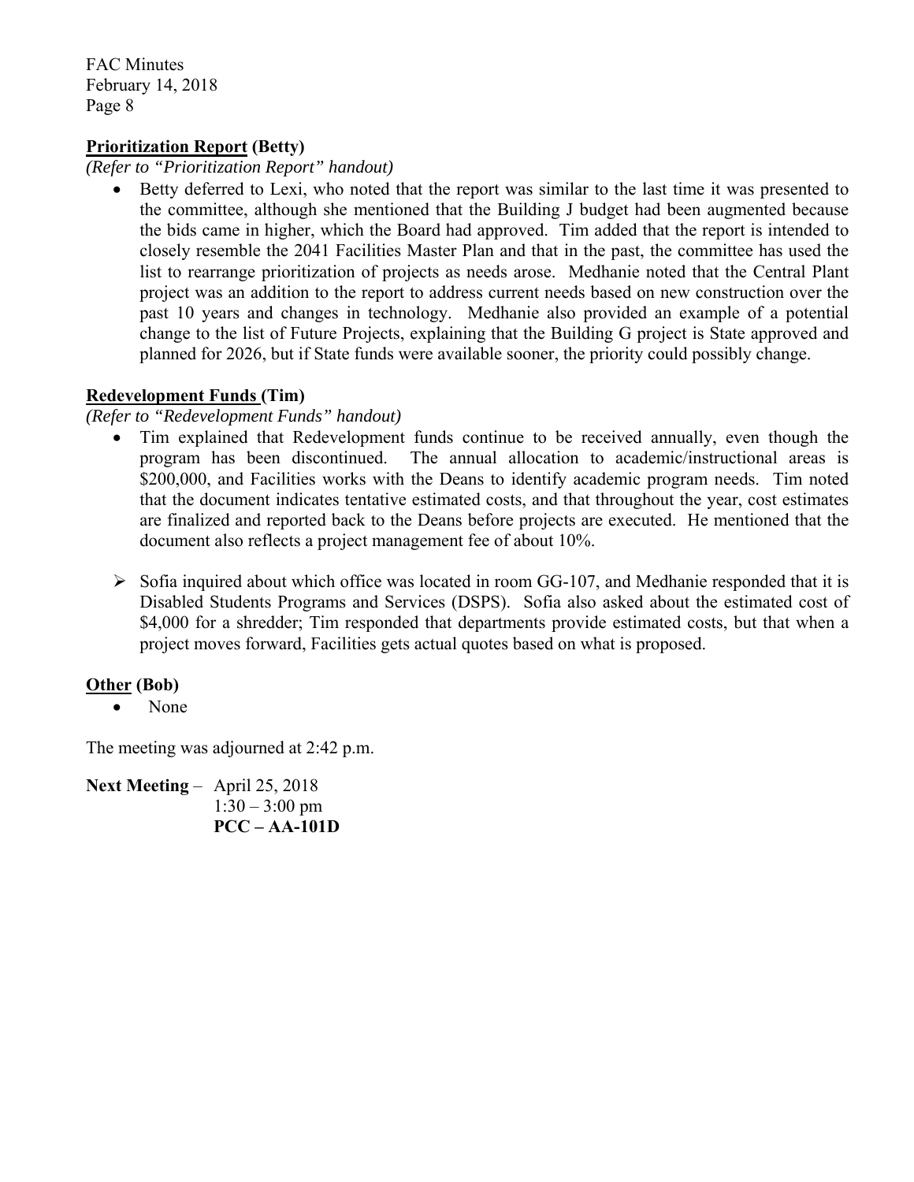**<u>Prioritization Report</u> (Betty)**

*(Refer to "Prioritization Report" handout)*

- Betty deferred to Lexi, who noted that the report was similar to the last time it was presented to the committee, although she mentioned that the Building J budget had been augmented because the bids came in higher, which the Board had approved. Tim added that the report is intended to closely resemble the 2041 Facilities Master Plan and that in the past, the committee has used the list to rearrange prioritization of projects as needs arose. Medhanie noted that the Central Plant project was an addition to the report to address current needs based on new construction over the past 10 years and changes in technology. Medhanie also provided an example of a potential change to the list of Future Projects, explaining that the Building G project is State approved and planned for 2026, but if State funds were available sooner, the priority could possibly change.

**<u>Redevelopment Funds</u> (Tim)**

*(Refer to "Redevelopment Funds" handout)*

- Tim explained that Redevelopment funds continue to be received annually, even though the program has been discontinued. The annual allocation to academic/instructional areas is $200,000, and Facilities works with the Deans to identify academic program needs. Tim noted that the document indicates tentative estimated costs, and that throughout the year, cost estimates are finalized and reported back to the Deans before projects are executed. He mentioned that the document also reflects a project management fee of about 10%.

- ➢ Sofia inquired about which office was located in room GG-107, and Medhanie responded that it is Disabled Students Programs and Services (DSPS). Sofia also asked about the estimated cost of $4,000 for a shredder; Tim responded that departments provide estimated costs, but that when a project moves forward, Facilities gets actual quotes based on what is proposed.

**<u>Other</u> (Bob)**

- None

The meeting was adjourned at 2:42 p.m.

**Next Meeting** – April 25, 2018
1:30 – 3:00 pm
**PCC – AA-101D**